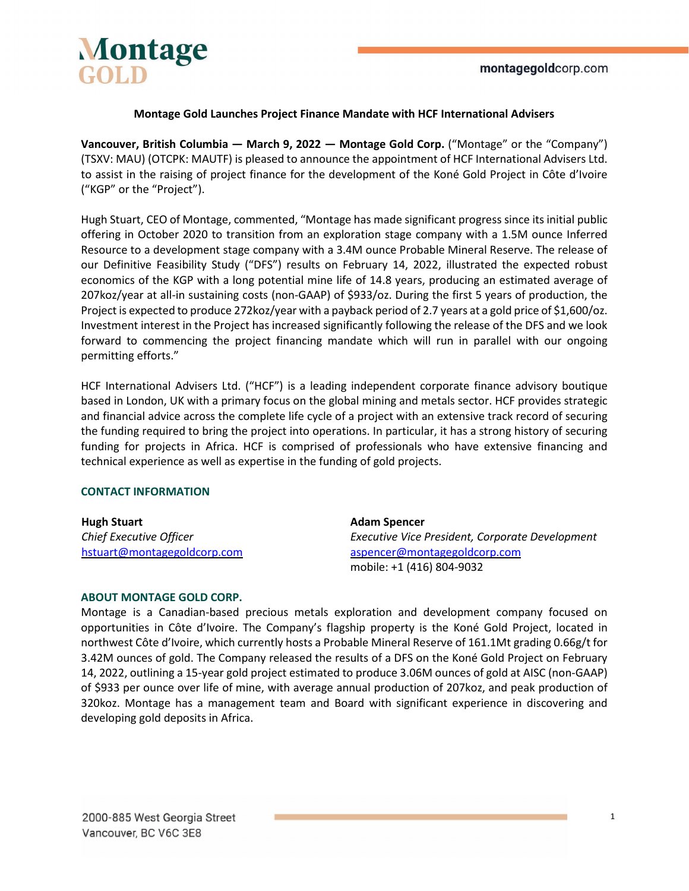# Montage Gold Launches Project Finance Mandate with HCF International Advisers

**Vancouver, British Columbia — March 9, 2022 — Montage Gold Corp.** ("Montage" or the "Company") (TSXV: MAU) (OTCPK: MAUTF) is pleased to announce the appointment of HCF International Advisers Ltd. to assist in the raising of project finance for the development of the Koné Gold Project in Côte d'Ivoire ("KGP" or the "Project").

Hugh Stuart, CEO of Montage, commented, "Montage has made significant progress since its initial public offering in October 2020 to transition from an exploration stage company with a 1.5M ounce Inferred Resource to a development stage company with a 3.4M ounce Probable Mineral Reserve. The release of our Definitive Feasibility Study ("DFS") results on February 14, 2022, illustrated the expected robust economics of the KGP with a long potential mine life of 14.8 years, producing an estimated average of 207koz/year at all-in sustaining costs (non-GAAP) of $933/oz. During the first 5 years of production, the Project is expected to produce 272koz/year with a payback period of 2.7 years at a gold price of $1,600/oz. Investment interest in the Project has increased significantly following the release of the DFS and we look forward to commencing the project financing mandate which will run in parallel with our ongoing permitting efforts."

HCF International Advisers Ltd. ("HCF") is a leading independent corporate finance advisory boutique based in London, UK with a primary focus on the global mining and metals sector. HCF provides strategic and financial advice across the complete life cycle of a project with an extensive track record of securing the funding required to bring the project into operations. In particular, it has a strong history of securing funding for projects in Africa. HCF is comprised of professionals who have extensive financing and technical experience as well as expertise in the funding of gold projects.

## CONTACT INFORMATION

**Hugh Stuart**
*Chief Executive Officer*
hstuart@montagegoldcorp.com

**Adam Spencer**
*Executive Vice President, Corporate Development*
aspencer@montagegoldcorp.com
mobile: +1 (416) 804-9032

## ABOUT MONTAGE GOLD CORP.

Montage is a Canadian-based precious metals exploration and development company focused on opportunities in Côte d'Ivoire. The Company's flagship property is the Koné Gold Project, located in northwest Côte d'Ivoire, which currently hosts a Probable Mineral Reserve of 161.1Mt grading 0.66g/t for 3.42M ounces of gold. The Company released the results of a DFS on the Koné Gold Project on February 14, 2022, outlining a 15-year gold project estimated to produce 3.06M ounces of gold at AISC (non-GAAP) of $933 per ounce over life of mine, with average annual production of 207koz, and peak production of 320koz. Montage has a management team and Board with significant experience in discovering and developing gold deposits in Africa.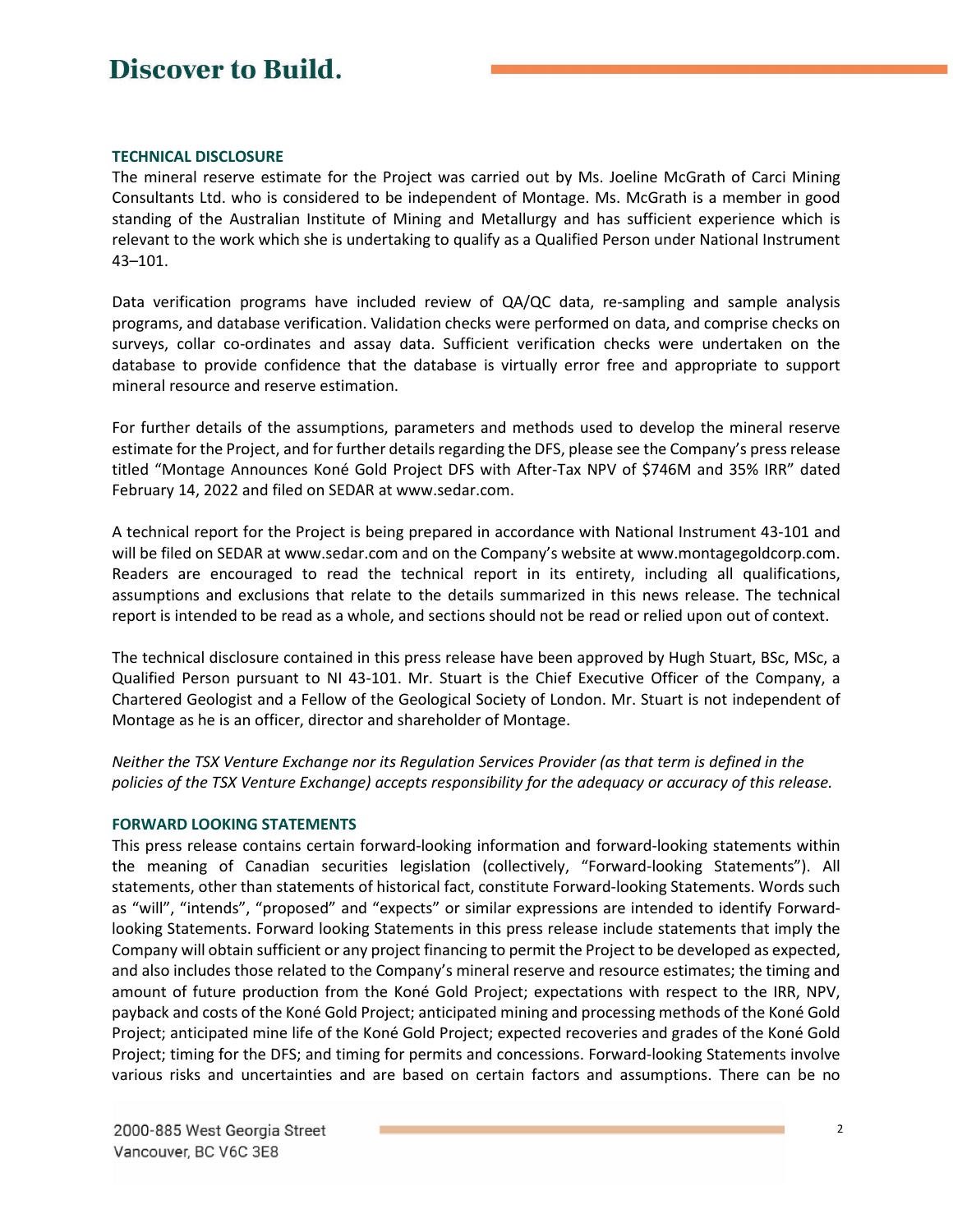## TECHNICAL DISCLOSURE

The mineral reserve estimate for the Project was carried out by Ms. Joeline McGrath of Carci Mining Consultants Ltd. who is considered to be independent of Montage. Ms. McGrath is a member in good standing of the Australian Institute of Mining and Metallurgy and has sufficient experience which is relevant to the work which she is undertaking to qualify as a Qualified Person under National Instrument 43–101.

Data verification programs have included review of QA/QC data, re-sampling and sample analysis programs, and database verification. Validation checks were performed on data, and comprise checks on surveys, collar co-ordinates and assay data. Sufficient verification checks were undertaken on the database to provide confidence that the database is virtually error free and appropriate to support mineral resource and reserve estimation.

For further details of the assumptions, parameters and methods used to develop the mineral reserve estimate for the Project, and for further details regarding the DFS, please see the Company's press release titled "Montage Announces Koné Gold Project DFS with After-Tax NPV of $746M and 35% IRR" dated February 14, 2022 and filed on SEDAR at www.sedar.com.

A technical report for the Project is being prepared in accordance with National Instrument 43-101 and will be filed on SEDAR at www.sedar.com and on the Company's website at www.montagegoldcorp.com. Readers are encouraged to read the technical report in its entirety, including all qualifications, assumptions and exclusions that relate to the details summarized in this news release. The technical report is intended to be read as a whole, and sections should not be read or relied upon out of context.

The technical disclosure contained in this press release have been approved by Hugh Stuart, BSc, MSc, a Qualified Person pursuant to NI 43-101. Mr. Stuart is the Chief Executive Officer of the Company, a Chartered Geologist and a Fellow of the Geological Society of London. Mr. Stuart is not independent of Montage as he is an officer, director and shareholder of Montage.

*Neither the TSX Venture Exchange nor its Regulation Services Provider (as that term is defined in the policies of the TSX Venture Exchange) accepts responsibility for the adequacy or accuracy of this release.*

## FORWARD LOOKING STATEMENTS

This press release contains certain forward-looking information and forward-looking statements within the meaning of Canadian securities legislation (collectively, "Forward-looking Statements"). All statements, other than statements of historical fact, constitute Forward-looking Statements. Words such as "will", "intends", "proposed" and "expects" or similar expressions are intended to identify Forward-looking Statements. Forward looking Statements in this press release include statements that imply the Company will obtain sufficient or any project financing to permit the Project to be developed as expected, and also includes those related to the Company's mineral reserve and resource estimates; the timing and amount of future production from the Koné Gold Project; expectations with respect to the IRR, NPV, payback and costs of the Koné Gold Project; anticipated mining and processing methods of the Koné Gold Project; anticipated mine life of the Koné Gold Project; expected recoveries and grades of the Koné Gold Project; timing for the DFS; and timing for permits and concessions. Forward-looking Statements involve various risks and uncertainties and are based on certain factors and assumptions. There can be no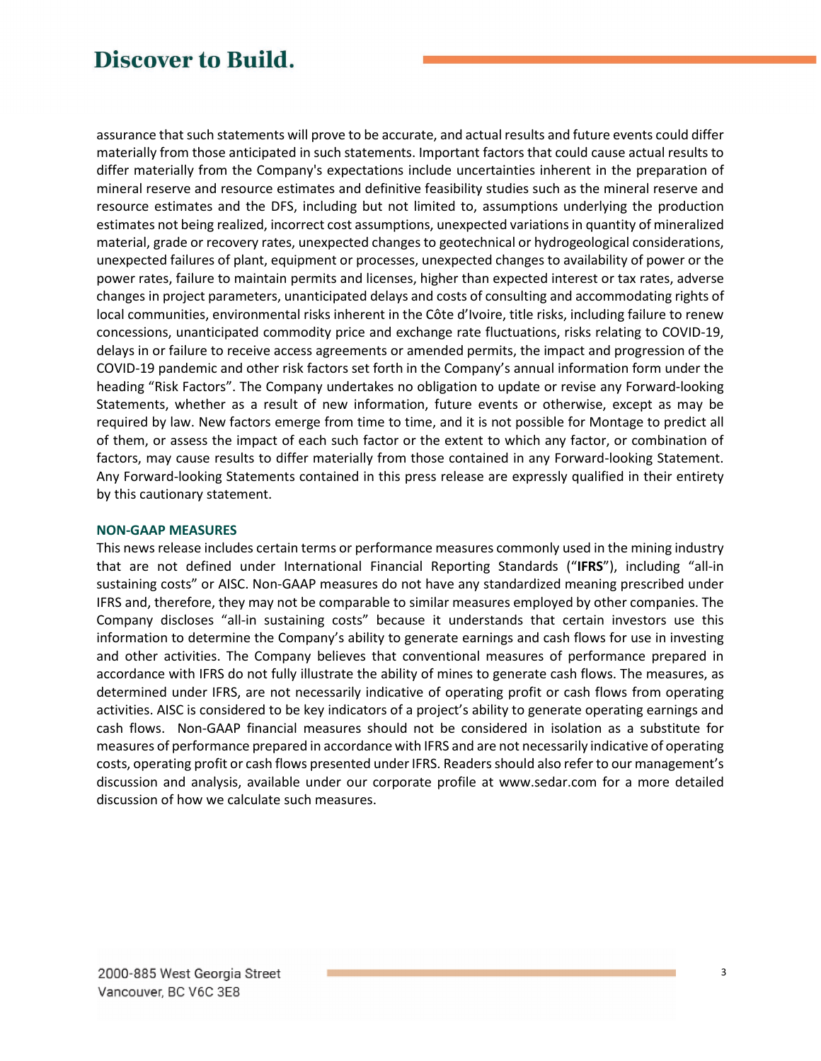assurance that such statements will prove to be accurate, and actual results and future events could differ materially from those anticipated in such statements. Important factors that could cause actual results to differ materially from the Company's expectations include uncertainties inherent in the preparation of mineral reserve and resource estimates and definitive feasibility studies such as the mineral reserve and resource estimates and the DFS, including but not limited to, assumptions underlying the production estimates not being realized, incorrect cost assumptions, unexpected variations in quantity of mineralized material, grade or recovery rates, unexpected changes to geotechnical or hydrogeological considerations, unexpected failures of plant, equipment or processes, unexpected changes to availability of power or the power rates, failure to maintain permits and licenses, higher than expected interest or tax rates, adverse changes in project parameters, unanticipated delays and costs of consulting and accommodating rights of local communities, environmental risks inherent in the Côte d'Ivoire, title risks, including failure to renew concessions, unanticipated commodity price and exchange rate fluctuations, risks relating to COVID-19, delays in or failure to receive access agreements or amended permits, the impact and progression of the COVID-19 pandemic and other risk factors set forth in the Company's annual information form under the heading "Risk Factors". The Company undertakes no obligation to update or revise any Forward-looking Statements, whether as a result of new information, future events or otherwise, except as may be required by law. New factors emerge from time to time, and it is not possible for Montage to predict all of them, or assess the impact of each such factor or the extent to which any factor, or combination of factors, may cause results to differ materially from those contained in any Forward-looking Statement. Any Forward-looking Statements contained in this press release are expressly qualified in their entirety by this cautionary statement.

## NON-GAAP MEASURES

This news release includes certain terms or performance measures commonly used in the mining industry that are not defined under International Financial Reporting Standards ("**IFRS**"), including "all-in sustaining costs" or AISC. Non-GAAP measures do not have any standardized meaning prescribed under IFRS and, therefore, they may not be comparable to similar measures employed by other companies. The Company discloses "all-in sustaining costs" because it understands that certain investors use this information to determine the Company's ability to generate earnings and cash flows for use in investing and other activities. The Company believes that conventional measures of performance prepared in accordance with IFRS do not fully illustrate the ability of mines to generate cash flows. The measures, as determined under IFRS, are not necessarily indicative of operating profit or cash flows from operating activities. AISC is considered to be key indicators of a project's ability to generate operating earnings and cash flows. Non-GAAP financial measures should not be considered in isolation as a substitute for measures of performance prepared in accordance with IFRS and are not necessarily indicative of operating costs, operating profit or cash flows presented under IFRS. Readers should also refer to our management's discussion and analysis, available under our corporate profile at www.sedar.com for a more detailed discussion of how we calculate such measures.